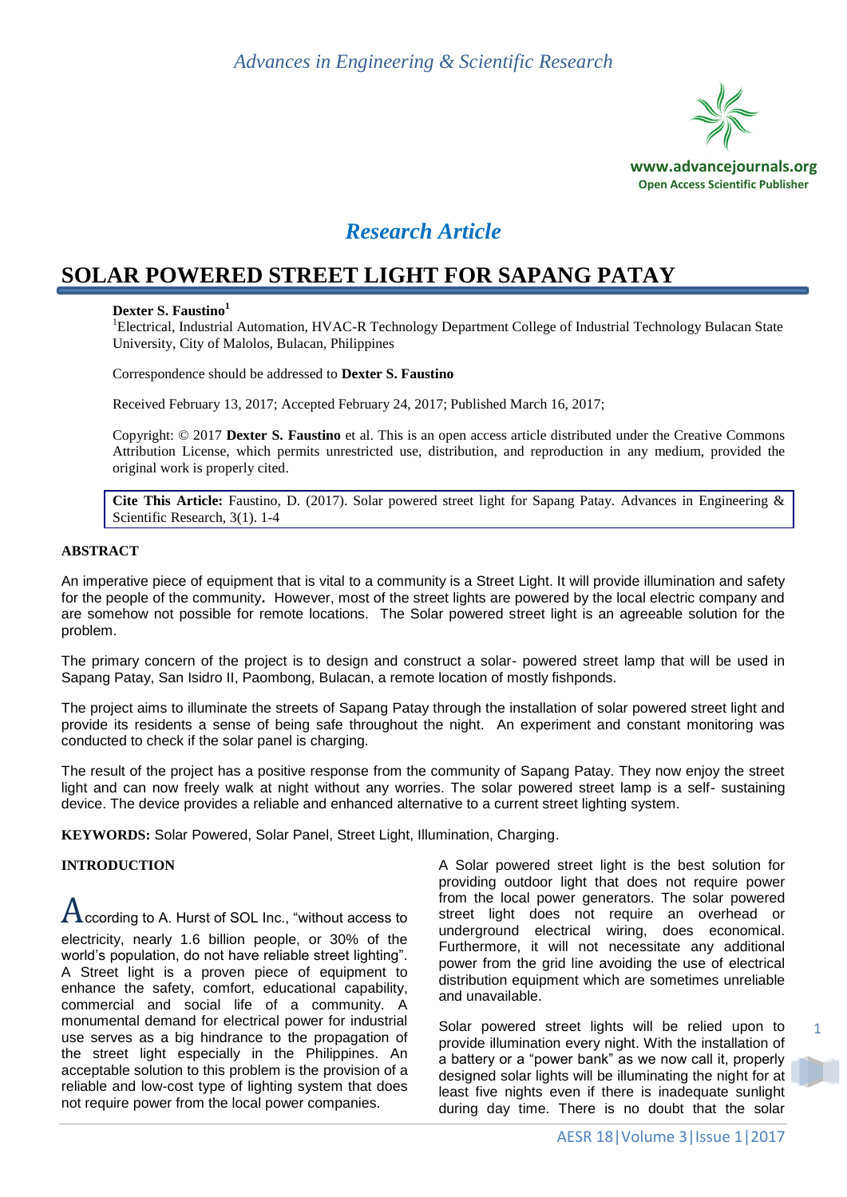*Research Article*

# SOLAR POWERED STREET LIGHT FOR SAPANG PATAY

**Dexter S. Faustino**[1]

[1]Electrical, Industrial Automation, HVAC-R Technology Department College of Industrial Technology Bulacan State University, City of Malolos, Bulacan, Philippines

Correspondence should be addressed to **Dexter S. Faustino**

Received February 13, 2017; Accepted February 24, 2017; Published March 16, 2017;

Copyright: © 2017 **Dexter S. Faustino** et al. This is an open access article distributed under the Creative Commons Attribution License, which permits unrestricted use, distribution, and reproduction in any medium, provided the original work is properly cited.

**Cite This Article:** Faustino, D. (2017). Solar powered street light for Sapang Patay. Advances in Engineering & Scientific Research, 3(1). 1-4

## ABSTRACT

An imperative piece of equipment that is vital to a community is a Street Light. It will provide illumination and safety for the people of the community**.** However, most of the street lights are powered by the local electric company and are somehow not possible for remote locations. The Solar powered street light is an agreeable solution for the problem.

The primary concern of the project is to design and construct a solar- powered street lamp that will be used in Sapang Patay, San Isidro II, Paombong, Bulacan, a remote location of mostly fishponds.

The project aims to illuminate the streets of Sapang Patay through the installation of solar powered street light and provide its residents a sense of being safe throughout the night. An experiment and constant monitoring was conducted to check if the solar panel is charging.

The result of the project has a positive response from the community of Sapang Patay. They now enjoy the street light and can now freely walk at night without any worries. The solar powered street lamp is a self- sustaining device. The device provides a reliable and enhanced alternative to a current street lighting system.

**KEYWORDS:** Solar Powered, Solar Panel, Street Light, Illumination, Charging.

## INTRODUCTION

According to A. Hurst of SOL Inc., "without access to electricity, nearly 1.6 billion people, or 30% of the world's population, do not have reliable street lighting". A Street light is a proven piece of equipment to enhance the safety, comfort, educational capability, commercial and social life of a community. A monumental demand for electrical power for industrial use serves as a big hindrance to the propagation of the street light especially in the Philippines. An acceptable solution to this problem is the provision of a reliable and low-cost type of lighting system that does not require power from the local power companies.

A Solar powered street light is the best solution for providing outdoor light that does not require power from the local power generators. The solar powered street light does not require an overhead or underground electrical wiring, does economical. Furthermore, it will not necessitate any additional power from the grid line avoiding the use of electrical distribution equipment which are sometimes unreliable and unavailable.

Solar powered street lights will be relied upon to provide illumination every night. With the installation of a battery or a "power bank" as we now call it, properly designed solar lights will be illuminating the night for at least five nights even if there is inadequate sunlight during day time. There is no doubt that the solar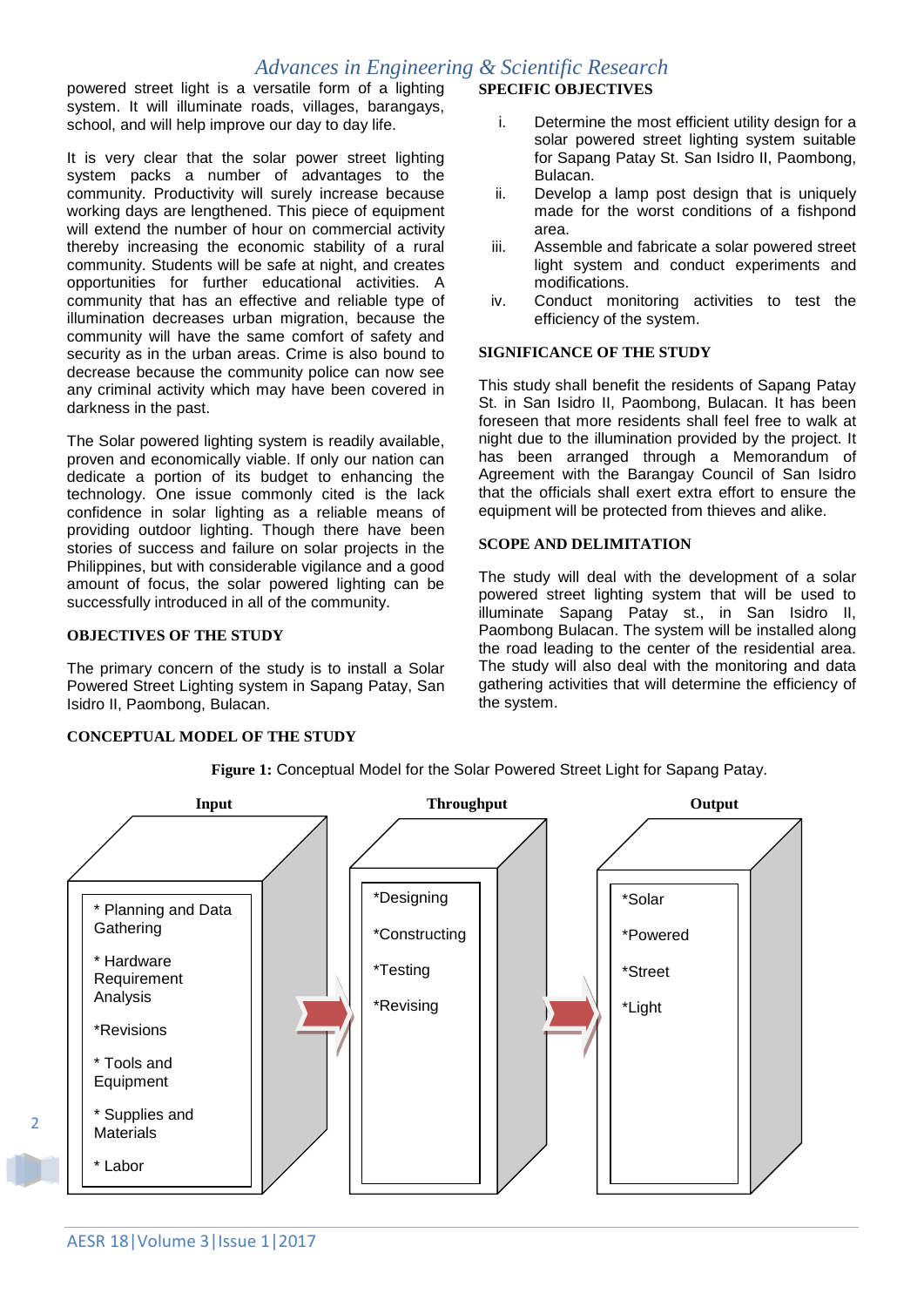powered street light is a versatile form of a lighting system. It will illuminate roads, villages, barangays, school, and will help improve our day to day life.

It is very clear that the solar power street lighting system packs a number of advantages to the community. Productivity will surely increase because working days are lengthened. This piece of equipment will extend the number of hour on commercial activity thereby increasing the economic stability of a rural community. Students will be safe at night, and creates opportunities for further educational activities. A community that has an effective and reliable type of illumination decreases urban migration, because the community will have the same comfort of safety and security as in the urban areas. Crime is also bound to decrease because the community police can now see any criminal activity which may have been covered in darkness in the past.

The Solar powered lighting system is readily available, proven and economically viable. If only our nation can dedicate a portion of its budget to enhancing the technology. One issue commonly cited is the lack confidence in solar lighting as a reliable means of providing outdoor lighting. Though there have been stories of success and failure on solar projects in the Philippines, but with considerable vigilance and a good amount of focus, the solar powered lighting can be successfully introduced in all of the community.

## OBJECTIVES OF THE STUDY

The primary concern of the study is to install a Solar Powered Street Lighting system in Sapang Patay, San Isidro II, Paombong, Bulacan.

## SPECIFIC OBJECTIVES

i. Determine the most efficient utility design for a solar powered street lighting system suitable for Sapang Patay St. San Isidro II, Paombong, Bulacan.
ii. Develop a lamp post design that is uniquely made for the worst conditions of a fishpond area.
iii. Assemble and fabricate a solar powered street light system and conduct experiments and modifications.
iv. Conduct monitoring activities to test the efficiency of the system.

## SIGNIFICANCE OF THE STUDY

This study shall benefit the residents of Sapang Patay St. in San Isidro II, Paombong, Bulacan. It has been foreseen that more residents shall feel free to walk at night due to the illumination provided by the project. It has been arranged through a Memorandum of Agreement with the Barangay Council of San Isidro that the officials shall exert extra effort to ensure the equipment will be protected from thieves and alike.

## SCOPE AND DELIMITATION

The study will deal with the development of a solar powered street lighting system that will be used to illuminate Sapang Patay st., in San Isidro II, Paombong Bulacan. The system will be installed along the road leading to the center of the residential area. The study will also deal with the monitoring and data gathering activities that will determine the efficiency of the system.

## CONCEPTUAL MODEL OF THE STUDY

**Figure 1:** Conceptual Model for the Solar Powered Street Light for Sapang Patay.

| Input | Throughput | Output |
|---|---|---|
| * Planning and Data Gathering<br>* Hardware Requirement Analysis<br>*Revisions<br>* Tools and Equipment<br>* Supplies and Materials<br>* Labor | *Designing<br>*Constructing<br>*Testing<br>*Revising | *Solar<br>*Powered<br>*Street<br>*Light |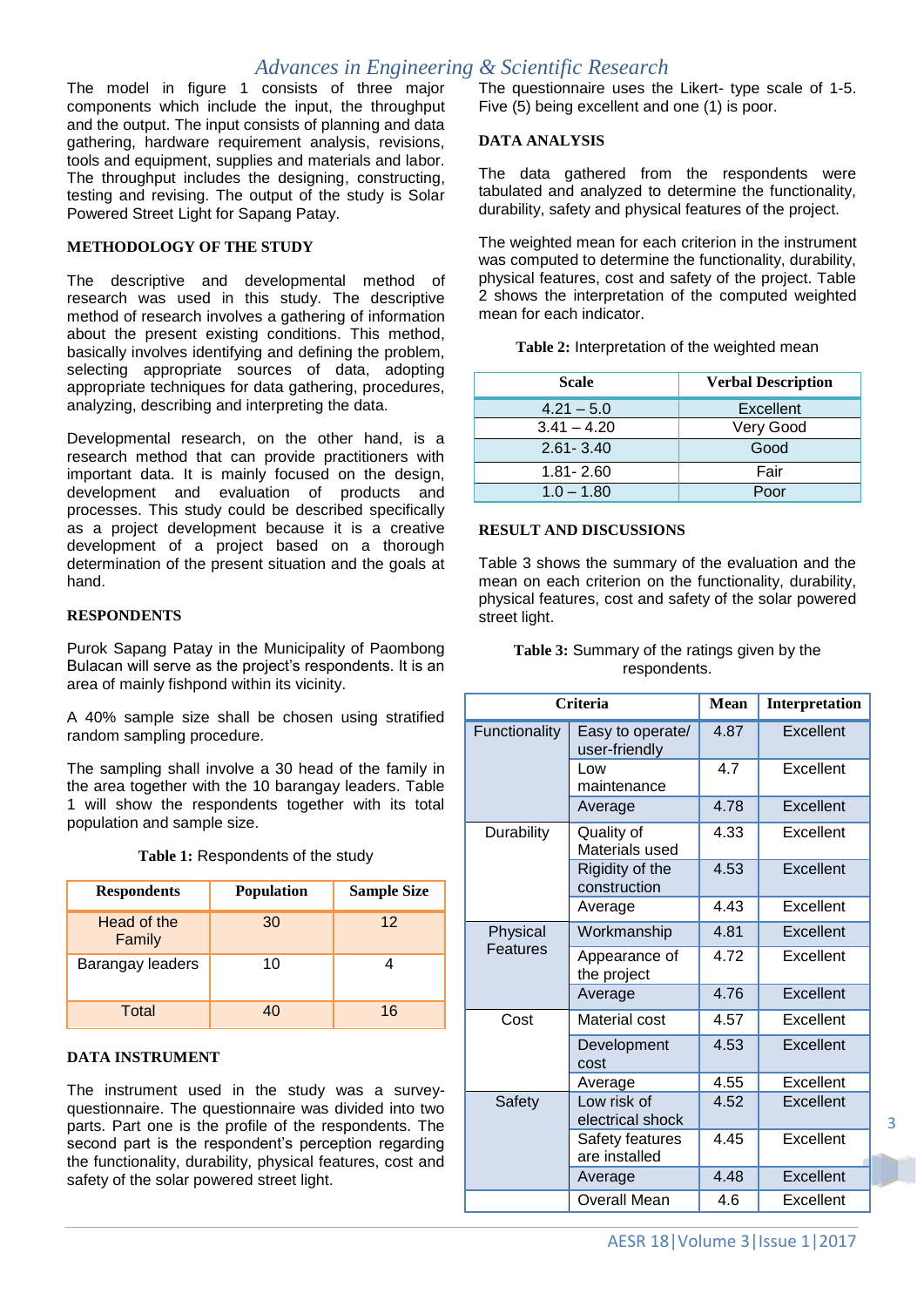The model in figure 1 consists of three major components which include the input, the throughput and the output. The input consists of planning and data gathering, hardware requirement analysis, revisions, tools and equipment, supplies and materials and labor. The throughput includes the designing, constructing, testing and revising. The output of the study is Solar Powered Street Light for Sapang Patay.

## METHODOLOGY OF THE STUDY

The descriptive and developmental method of research was used in this study. The descriptive method of research involves a gathering of information about the present existing conditions. This method, basically involves identifying and defining the problem, selecting appropriate sources of data, adopting appropriate techniques for data gathering, procedures, analyzing, describing and interpreting the data.

Developmental research, on the other hand, is a research method that can provide practitioners with important data. It is mainly focused on the design, development and evaluation of products and processes. This study could be described specifically as a project development because it is a creative development of a project based on a thorough determination of the present situation and the goals at hand.

## RESPONDENTS

Purok Sapang Patay in the Municipality of Paombong Bulacan will serve as the project's respondents. It is an area of mainly fishpond within its vicinity.

A 40% sample size shall be chosen using stratified random sampling procedure.

The sampling shall involve a 30 head of the family in the area together with the 10 barangay leaders. Table 1 will show the respondents together with its total population and sample size.

**Table 1:** Respondents of the study

| Respondents | Population | Sample Size |
|---|---|---|
| Head of the Family | 30 | 12 |
| Barangay leaders | 10 | 4 |
| Total | 40 | 16 |

## DATA INSTRUMENT

The instrument used in the study was a survey-questionnaire. The questionnaire was divided into two parts. Part one is the profile of the respondents. The second part is the respondent's perception regarding the functionality, durability, physical features, cost and safety of the solar powered street light.

The questionnaire uses the Likert- type scale of 1-5. Five (5) being excellent and one (1) is poor.

## DATA ANALYSIS

The data gathered from the respondents were tabulated and analyzed to determine the functionality, durability, safety and physical features of the project.

The weighted mean for each criterion in the instrument was computed to determine the functionality, durability, physical features, cost and safety of the project. Table 2 shows the interpretation of the computed weighted mean for each indicator.

**Table 2:** Interpretation of the weighted mean

| Scale | Verbal Description |
|---|---|
| 4.21 – 5.0 | Excellent |
| 3.41 – 4.20 | Very Good |
| 2.61- 3.40 | Good |
| 1.81- 2.60 | Fair |
| 1.0 – 1.80 | Poor |

## RESULT AND DISCUSSIONS

Table 3 shows the summary of the evaluation and the mean on each criterion on the functionality, durability, physical features, cost and safety of the solar powered street light.

**Table 3:** Summary of the ratings given by the respondents.

| Criteria | | Mean | Interpretation |
|---|---|---|---|
| Functionality | Easy to operate/ user-friendly | 4.87 | Excellent |
| | Low maintenance | 4.7 | Excellent |
| | Average | 4.78 | Excellent |
| Durability | Quality of Materials used | 4.33 | Excellent |
| | Rigidity of the construction | 4.53 | Excellent |
| | Average | 4.43 | Excellent |
| Physical Features | Workmanship | 4.81 | Excellent |
| | Appearance of the project | 4.72 | Excellent |
| | Average | 4.76 | Excellent |
| Cost | Material cost | 4.57 | Excellent |
| | Development cost | 4.53 | Excellent |
| | Average | 4.55 | Excellent |
| Safety | Low risk of electrical shock | 4.52 | Excellent |
| | Safety features are installed | 4.45 | Excellent |
| | Average | 4.48 | Excellent |
| | Overall Mean | 4.6 | Excellent |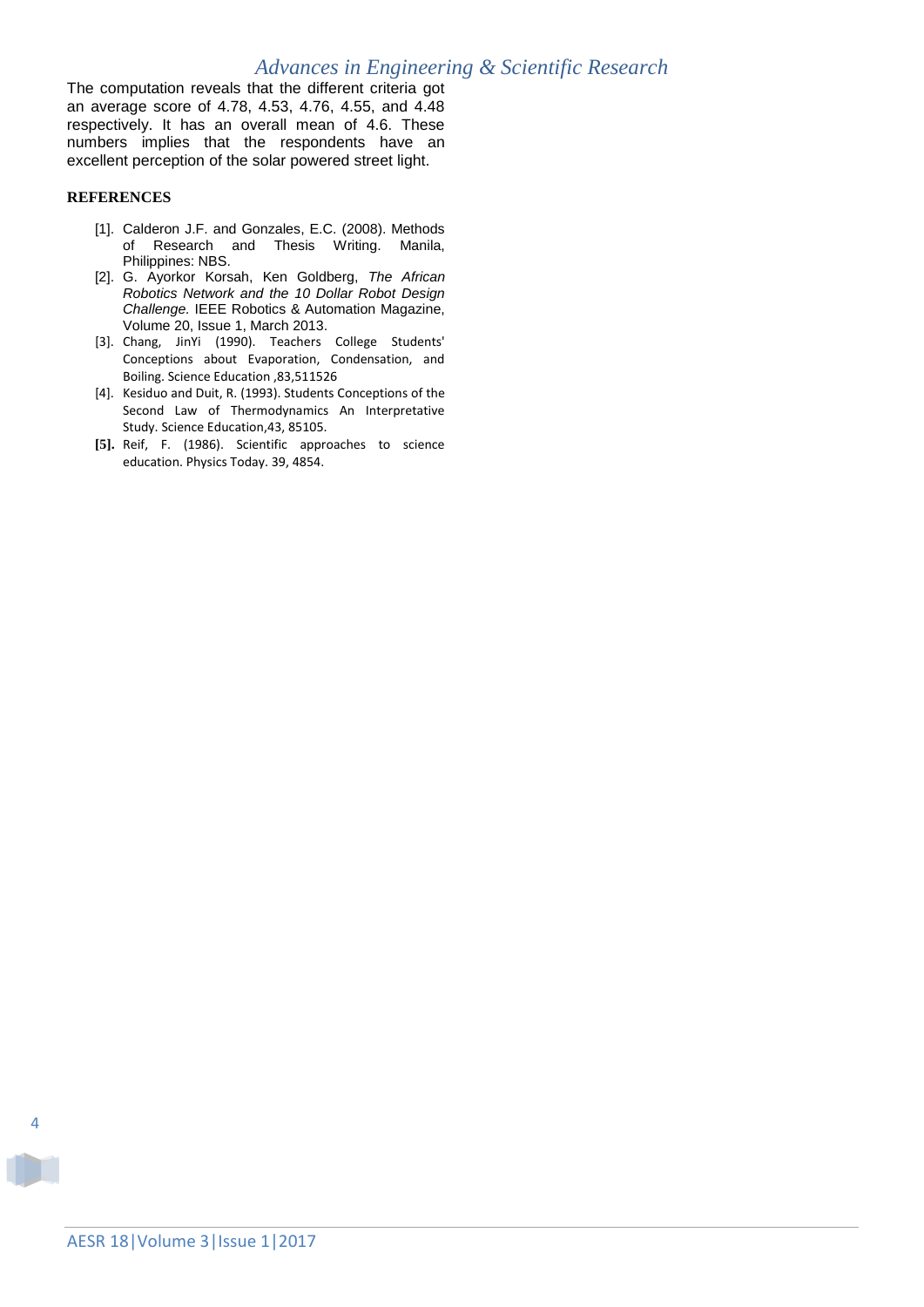The computation reveals that the different criteria got an average score of 4.78, 4.53, 4.76, 4.55, and 4.48 respectively. It has an overall mean of 4.6. These numbers implies that the respondents have an excellent perception of the solar powered street light.

## REFERENCES

[1]. Calderon J.F. and Gonzales, E.C. (2008). Methods of Research and Thesis Writing. Manila, Philippines: NBS.

[2]. G. Ayorkor Korsah, Ken Goldberg, *The African Robotics Network and the 10 Dollar Robot Design Challenge.* IEEE Robotics & Automation Magazine, Volume 20, Issue 1, March 2013.

[3]. Chang, JinYi (1990). Teachers College Students' Conceptions about Evaporation, Condensation, and Boiling. Science Education ,83,511526

[4]. Kesiduo and Duit, R. (1993). Students Conceptions of the Second Law of Thermodynamics An Interpretative Study. Science Education,43, 85105.

**[5].** Reif, F. (1986). Scientific approaches to science education. Physics Today. 39, 4854.